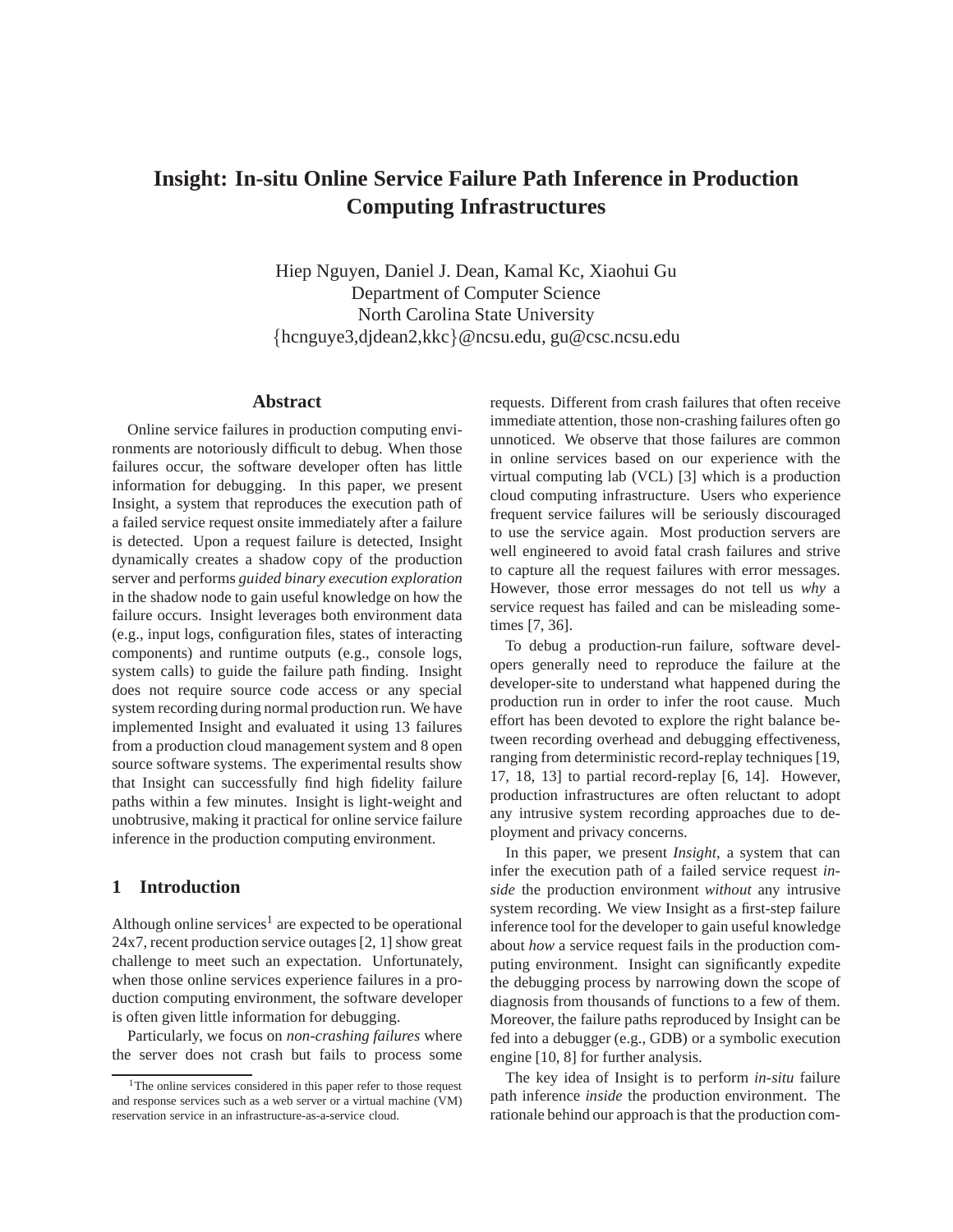# Insight: In-situ Online Service Failure Path Inference in Production Computing Infrastructures

Hiep Nguyen, Daniel J. Dean, Kamal Kc, Xiaohui Gu
Department of Computer Science
North Carolina State University
{hcnguye3,djdean2,kkc}@ncsu.edu, gu@csc.ncsu.edu

## Abstract

Online service failures in production computing environments are notoriously difficult to debug. When those failures occur, the software developer often has little information for debugging. In this paper, we present Insight, a system that reproduces the execution path of a failed service request onsite immediately after a failure is detected. Upon a request failure is detected, Insight dynamically creates a shadow copy of the production server and performs *guided binary execution exploration* in the shadow node to gain useful knowledge on how the failure occurs. Insight leverages both environment data (e.g., input logs, configuration files, states of interacting components) and runtime outputs (e.g., console logs, system calls) to guide the failure path finding. Insight does not require source code access or any special system recording during normal production run. We have implemented Insight and evaluated it using 13 failures from a production cloud management system and 8 open source software systems. The experimental results show that Insight can successfully find high fidelity failure paths within a few minutes. Insight is light-weight and unobtrusive, making it practical for online service failure inference in the production computing environment.

## 1 Introduction

Although online services[1] are expected to be operational 24x7, recent production service outages [2, 1] show great challenge to meet such an expectation. Unfortunately, when those online services experience failures in a production computing environment, the software developer is often given little information for debugging.

Particularly, we focus on *non-crashing failures* where the server does not crash but fails to process some requests. Different from crash failures that often receive immediate attention, those non-crashing failures often go unnoticed. We observe that those failures are common in online services based on our experience with the virtual computing lab (VCL) [3] which is a production cloud computing infrastructure. Users who experience frequent service failures will be seriously discouraged to use the service again. Most production servers are well engineered to avoid fatal crash failures and strive to capture all the request failures with error messages. However, those error messages do not tell us *why* a service request has failed and can be misleading sometimes [7, 36].

To debug a production-run failure, software developers generally need to reproduce the failure at the developer-site to understand what happened during the production run in order to infer the root cause. Much effort has been devoted to explore the right balance between recording overhead and debugging effectiveness, ranging from deterministic record-replay techniques [19, 17, 18, 13] to partial record-replay [6, 14]. However, production infrastructures are often reluctant to adopt any intrusive system recording approaches due to deployment and privacy concerns.

In this paper, we present *Insight*, a system that can infer the execution path of a failed service request *inside* the production environment *without* any intrusive system recording. We view Insight as a first-step failure inference tool for the developer to gain useful knowledge about *how* a service request fails in the production computing environment. Insight can significantly expedite the debugging process by narrowing down the scope of diagnosis from thousands of functions to a few of them. Moreover, the failure paths reproduced by Insight can be fed into a debugger (e.g., GDB) or a symbolic execution engine [10, 8] for further analysis.

The key idea of Insight is to perform *in-situ* failure path inference *inside* the production environment. The rationale behind our approach is that the production com-

[1] The online services considered in this paper refer to those request and response services such as a web server or a virtual machine (VM) reservation service in an infrastructure-as-a-service cloud.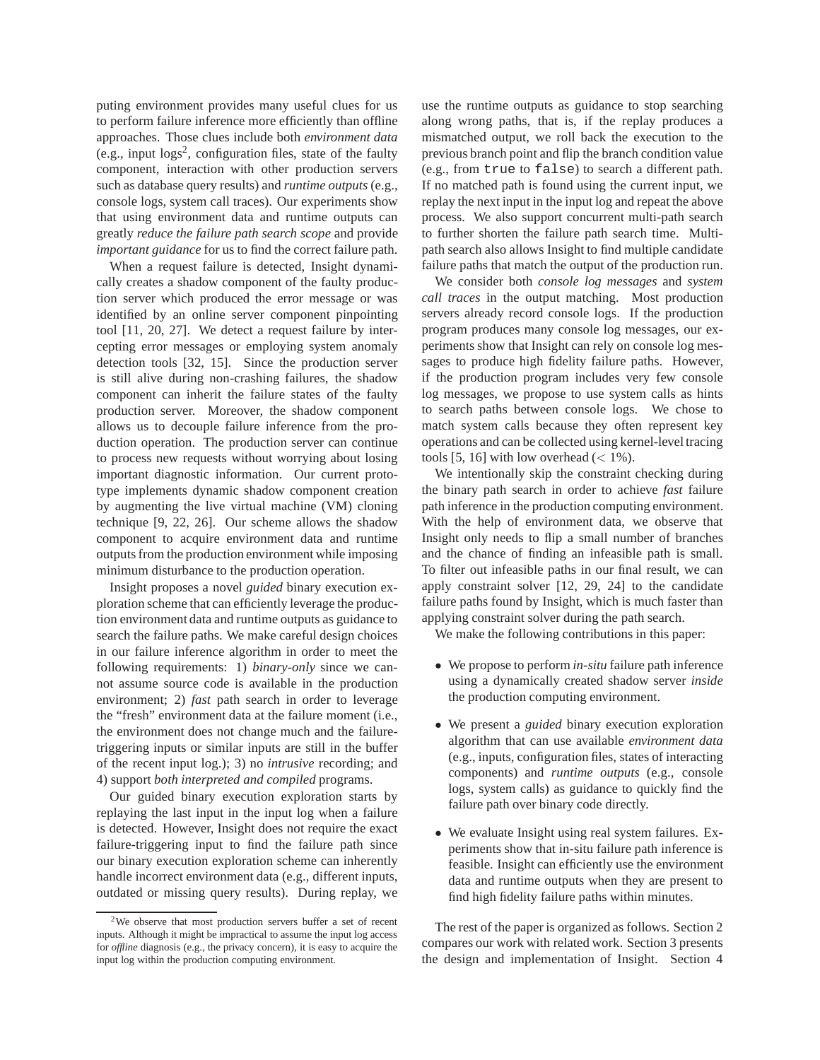puting environment provides many useful clues for us to perform failure inference more efficiently than offline approaches. Those clues include both *environment data* (e.g., input logs[2], configuration files, state of the faulty component, interaction with other production servers such as database query results) and *runtime outputs* (e.g., console logs, system call traces). Our experiments show that using environment data and runtime outputs can greatly *reduce the failure path search scope* and provide *important guidance* for us to find the correct failure path.

When a request failure is detected, Insight dynamically creates a shadow component of the faulty production server which produced the error message or was identified by an online server component pinpointing tool [11, 20, 27]. We detect a request failure by intercepting error messages or employing system anomaly detection tools [32, 15]. Since the production server is still alive during non-crashing failures, the shadow component can inherit the failure states of the faulty production server. Moreover, the shadow component allows us to decouple failure inference from the production operation. The production server can continue to process new requests without worrying about losing important diagnostic information. Our current prototype implements dynamic shadow component creation by augmenting the live virtual machine (VM) cloning technique [9, 22, 26]. Our scheme allows the shadow component to acquire environment data and runtime outputs from the production environment while imposing minimum disturbance to the production operation.

Insight proposes a novel *guided* binary execution exploration scheme that can efficiently leverage the production environment data and runtime outputs as guidance to search the failure paths. We make careful design choices in our failure inference algorithm in order to meet the following requirements: 1) *binary-only* since we cannot assume source code is available in the production environment; 2) *fast* path search in order to leverage the "fresh" environment data at the failure moment (i.e., the environment does not change much and the failure-triggering inputs or similar inputs are still in the buffer of the recent input log.); 3) no *intrusive* recording; and 4) support *both interpreted and compiled* programs.

Our guided binary execution exploration starts by replaying the last input in the input log when a failure is detected. However, Insight does not require the exact failure-triggering input to find the failure path since our binary execution exploration scheme can inherently handle incorrect environment data (e.g., different inputs, outdated or missing query results). During replay, we use the runtime outputs as guidance to stop searching along wrong paths, that is, if the replay produces a mismatched output, we roll back the execution to the previous branch point and flip the branch condition value (e.g., from `true` to `false`) to search a different path. If no matched path is found using the current input, we replay the next input in the input log and repeat the above process. We also support concurrent multi-path search to further shorten the failure path search time. Multi-path search also allows Insight to find multiple candidate failure paths that match the output of the production run.

We consider both *console log messages* and *system call traces* in the output matching. Most production servers already record console logs. If the production program produces many console log messages, our experiments show that Insight can rely on console log messages to produce high fidelity failure paths. However, if the production program includes very few console log messages, we propose to use system calls as hints to search paths between console logs. We chose to match system calls because they often represent key operations and can be collected using kernel-level tracing tools [5, 16] with low overhead ($< 1\%$).

We intentionally skip the constraint checking during the binary path search in order to achieve *fast* failure path inference in the production computing environment. With the help of environment data, we observe that Insight only needs to flip a small number of branches and the chance of finding an infeasible path is small. To filter out infeasible paths in our final result, we can apply constraint solver [12, 29, 24] to the candidate failure paths found by Insight, which is much faster than applying constraint solver during the path search.

We make the following contributions in this paper:

- We propose to perform *in-situ* failure path inference using a dynamically created shadow server *inside* the production computing environment.
- We present a *guided* binary execution exploration algorithm that can use available *environment data* (e.g., inputs, configuration files, states of interacting components) and *runtime outputs* (e.g., console logs, system calls) as guidance to quickly find the failure path over binary code directly.
- We evaluate Insight using real system failures. Experiments show that in-situ failure path inference is feasible. Insight can efficiently use the environment data and runtime outputs when they are present to find high fidelity failure paths within minutes.

The rest of the paper is organized as follows. Section 2 compares our work with related work. Section 3 presents the design and implementation of Insight. Section 4

[2] We observe that most production servers buffer a set of recent inputs. Although it might be impractical to assume the input log access for *offline* diagnosis (e.g., the privacy concern), it is easy to acquire the input log within the production computing environment.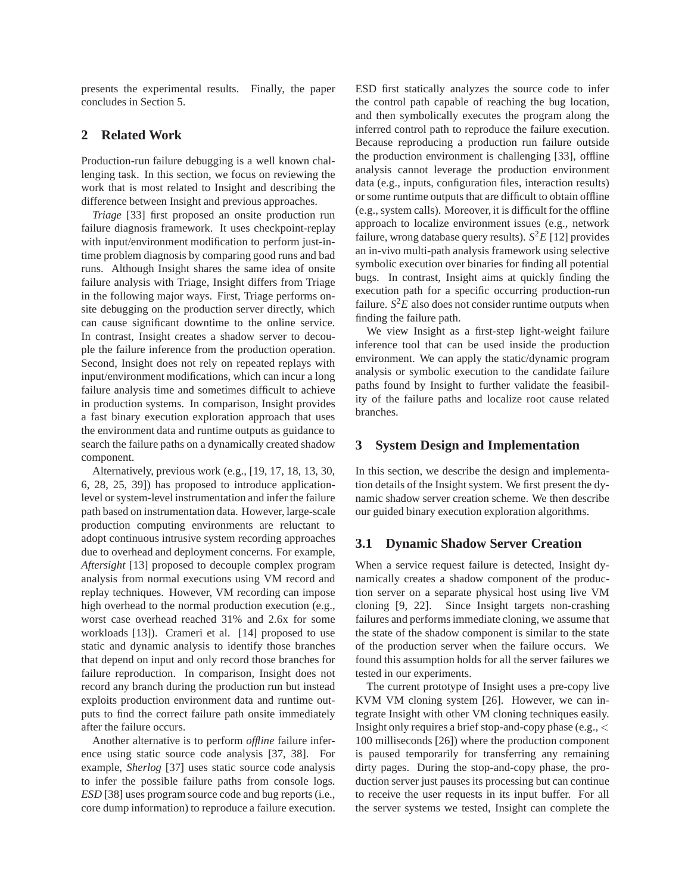presents the experimental results. Finally, the paper concludes in Section 5.

## 2 Related Work

Production-run failure debugging is a well known challenging task. In this section, we focus on reviewing the work that is most related to Insight and describing the difference between Insight and previous approaches.

*Triage* [33] first proposed an onsite production run failure diagnosis framework. It uses checkpoint-replay with input/environment modification to perform just-in-time problem diagnosis by comparing good runs and bad runs. Although Insight shares the same idea of onsite failure analysis with Triage, Insight differs from Triage in the following major ways. First, Triage performs onsite debugging on the production server directly, which can cause significant downtime to the online service. In contrast, Insight creates a shadow server to decouple the failure inference from the production operation. Second, Insight does not rely on repeated replays with input/environment modifications, which can incur a long failure analysis time and sometimes difficult to achieve in production systems. In comparison, Insight provides a fast binary execution exploration approach that uses the environment data and runtime outputs as guidance to search the failure paths on a dynamically created shadow component.

Alternatively, previous work (e.g., [19, 17, 18, 13, 30, 6, 28, 25, 39]) has proposed to introduce application-level or system-level instrumentation and infer the failure path based on instrumentation data. However, large-scale production computing environments are reluctant to adopt continuous intrusive system recording approaches due to overhead and deployment concerns. For example, *Aftersight* [13] proposed to decouple complex program analysis from normal executions using VM record and replay techniques. However, VM recording can impose high overhead to the normal production execution (e.g., worst case overhead reached 31% and 2.6x for some workloads [13]). Crameri et al. [14] proposed to use static and dynamic analysis to identify those branches that depend on input and only record those branches for failure reproduction. In comparison, Insight does not record any branch during the production run but instead exploits production environment data and runtime outputs to find the correct failure path onsite immediately after the failure occurs.

Another alternative is to perform *offline* failure inference using static source code analysis [37, 38]. For example, *Sherlog* [37] uses static source code analysis to infer the possible failure paths from console logs. *ESD* [38] uses program source code and bug reports (i.e., core dump information) to reproduce a failure execution. ESD first statically analyzes the source code to infer the control path capable of reaching the bug location, and then symbolically executes the program along the inferred control path to reproduce the failure execution. Because reproducing a production run failure outside the production environment is challenging [33], offline analysis cannot leverage the production environment data (e.g., inputs, configuration files, interaction results) or some runtime outputs that are difficult to obtain offline (e.g., system calls). Moreover, it is difficult for the offline approach to localize environment issues (e.g., network failure, wrong database query results). $S^2E$ [12] provides an in-vivo multi-path analysis framework using selective symbolic execution over binaries for finding all potential bugs. In contrast, Insight aims at quickly finding the execution path for a specific occurring production-run failure. $S^2E$ also does not consider runtime outputs when finding the failure path.

We view Insight as a first-step light-weight failure inference tool that can be used inside the production environment. We can apply the static/dynamic program analysis or symbolic execution to the candidate failure paths found by Insight to further validate the feasibility of the failure paths and localize root cause related branches.

## 3 System Design and Implementation

In this section, we describe the design and implementation details of the Insight system. We first present the dynamic shadow server creation scheme. We then describe our guided binary execution exploration algorithms.

### 3.1 Dynamic Shadow Server Creation

When a service request failure is detected, Insight dynamically creates a shadow component of the production server on a separate physical host using live VM cloning [9, 22]. Since Insight targets non-crashing failures and performs immediate cloning, we assume that the state of the shadow component is similar to the state of the production server when the failure occurs. We found this assumption holds for all the server failures we tested in our experiments.

The current prototype of Insight uses a pre-copy live KVM VM cloning system [26]. However, we can integrate Insight with other VM cloning techniques easily. Insight only requires a brief stop-and-copy phase (e.g., $<$ 100 milliseconds [26]) where the production component is paused temporarily for transferring any remaining dirty pages. During the stop-and-copy phase, the production server just pauses its processing but can continue to receive the user requests in its input buffer. For all the server systems we tested, Insight can complete the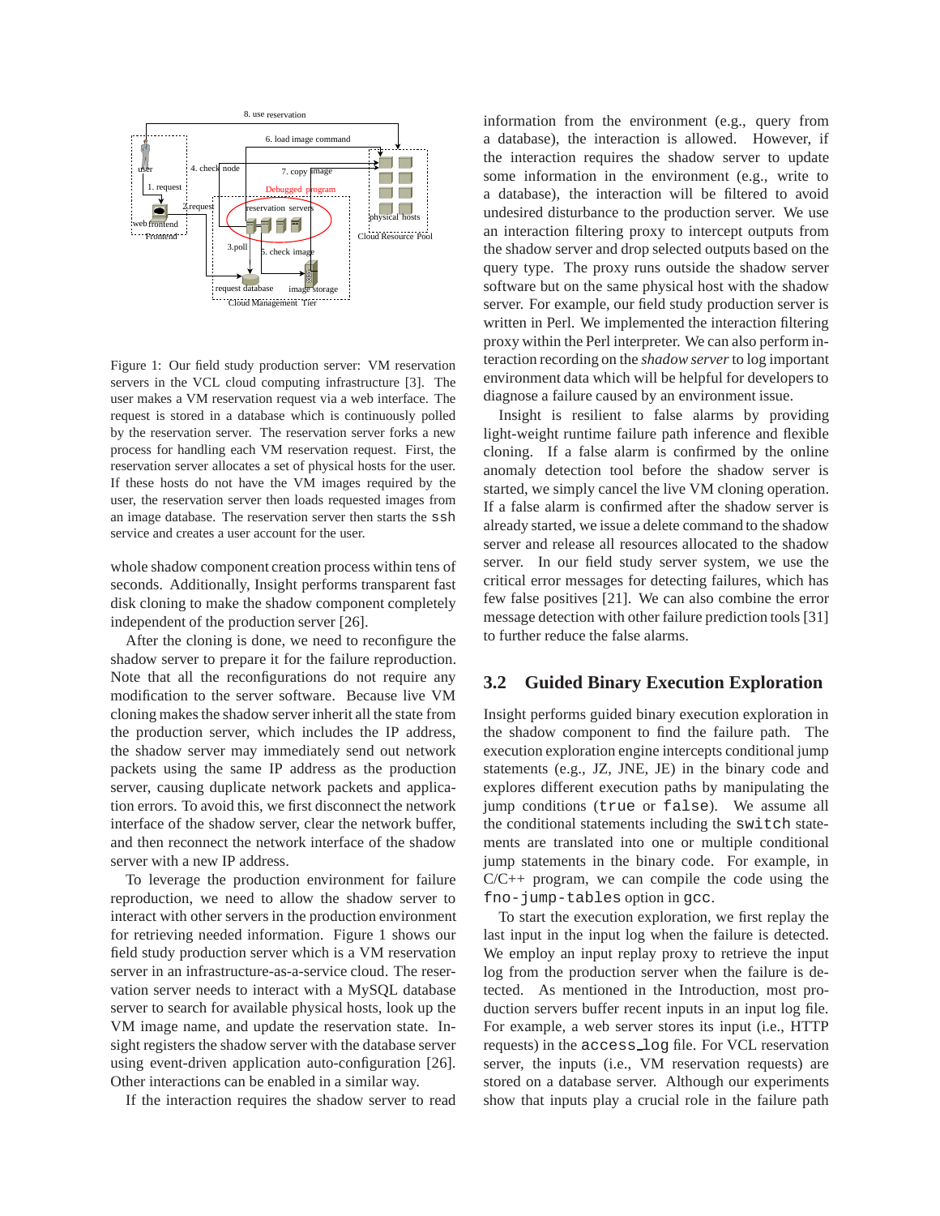Figure 1: Our field study production server: VM reservation servers in the VCL cloud computing infrastructure [3]. The user makes a VM reservation request via a web interface. The request is stored in a database which is continuously polled by the reservation server. The reservation server forks a new process for handling each VM reservation request. First, the reservation server allocates a set of physical hosts for the user. If these hosts do not have the VM images required by the user, the reservation server then loads requested images from an image database. The reservation server then starts the `ssh` service and creates a user account for the user.

whole shadow component creation process within tens of seconds. Additionally, Insight performs transparent fast disk cloning to make the shadow component completely independent of the production server [26].

After the cloning is done, we need to reconfigure the shadow server to prepare it for the failure reproduction. Note that all the reconfigurations do not require any modification to the server software. Because live VM cloning makes the shadow server inherit all the state from the production server, which includes the IP address, the shadow server may immediately send out network packets using the same IP address as the production server, causing duplicate network packets and application errors. To avoid this, we first disconnect the network interface of the shadow server, clear the network buffer, and then reconnect the network interface of the shadow server with a new IP address.

To leverage the production environment for failure reproduction, we need to allow the shadow server to interact with other servers in the production environment for retrieving needed information. Figure 1 shows our field study production server which is a VM reservation server in an infrastructure-as-a-service cloud. The reservation server needs to interact with a MySQL database server to search for available physical hosts, look up the VM image name, and update the reservation state. Insight registers the shadow server with the database server using event-driven application auto-configuration [26]. Other interactions can be enabled in a similar way.

If the interaction requires the shadow server to read information from the environment (e.g., query from a database), the interaction is allowed. However, if the interaction requires the shadow server to update some information in the environment (e.g., write to a database), the interaction will be filtered to avoid undesired disturbance to the production server. We use an interaction filtering proxy to intercept outputs from the shadow server and drop selected outputs based on the query type. The proxy runs outside the shadow server software but on the same physical host with the shadow server. For example, our field study production server is written in Perl. We implemented the interaction filtering proxy within the Perl interpreter. We can also perform interaction recording on the *shadow server* to log important environment data which will be helpful for developers to diagnose a failure caused by an environment issue.

Insight is resilient to false alarms by providing light-weight runtime failure path inference and flexible cloning. If a false alarm is confirmed by the online anomaly detection tool before the shadow server is started, we simply cancel the live VM cloning operation. If a false alarm is confirmed after the shadow server is already started, we issue a delete command to the shadow server and release all resources allocated to the shadow server. In our field study server system, we use the critical error messages for detecting failures, which has few false positives [21]. We can also combine the error message detection with other failure prediction tools [31] to further reduce the false alarms.

## 3.2 Guided Binary Execution Exploration

Insight performs guided binary execution exploration in the shadow component to find the failure path. The execution exploration engine intercepts conditional jump statements (e.g., JZ, JNE, JE) in the binary code and explores different execution paths by manipulating the jump conditions (`true` or `false`). We assume all the conditional statements including the `switch` statements are translated into one or multiple conditional jump statements in the binary code. For example, in C/C++ program, we can compile the code using the `fno-jump-tables` option in `gcc`.

To start the execution exploration, we first replay the last input in the input log when the failure is detected. We employ an input replay proxy to retrieve the input log from the production server when the failure is detected. As mentioned in the Introduction, most production servers buffer recent inputs in an input log file. For example, a web server stores its input (i.e., HTTP requests) in the `access_log` file. For VCL reservation server, the inputs (i.e., VM reservation requests) are stored on a database server. Although our experiments show that inputs play a crucial role in the failure path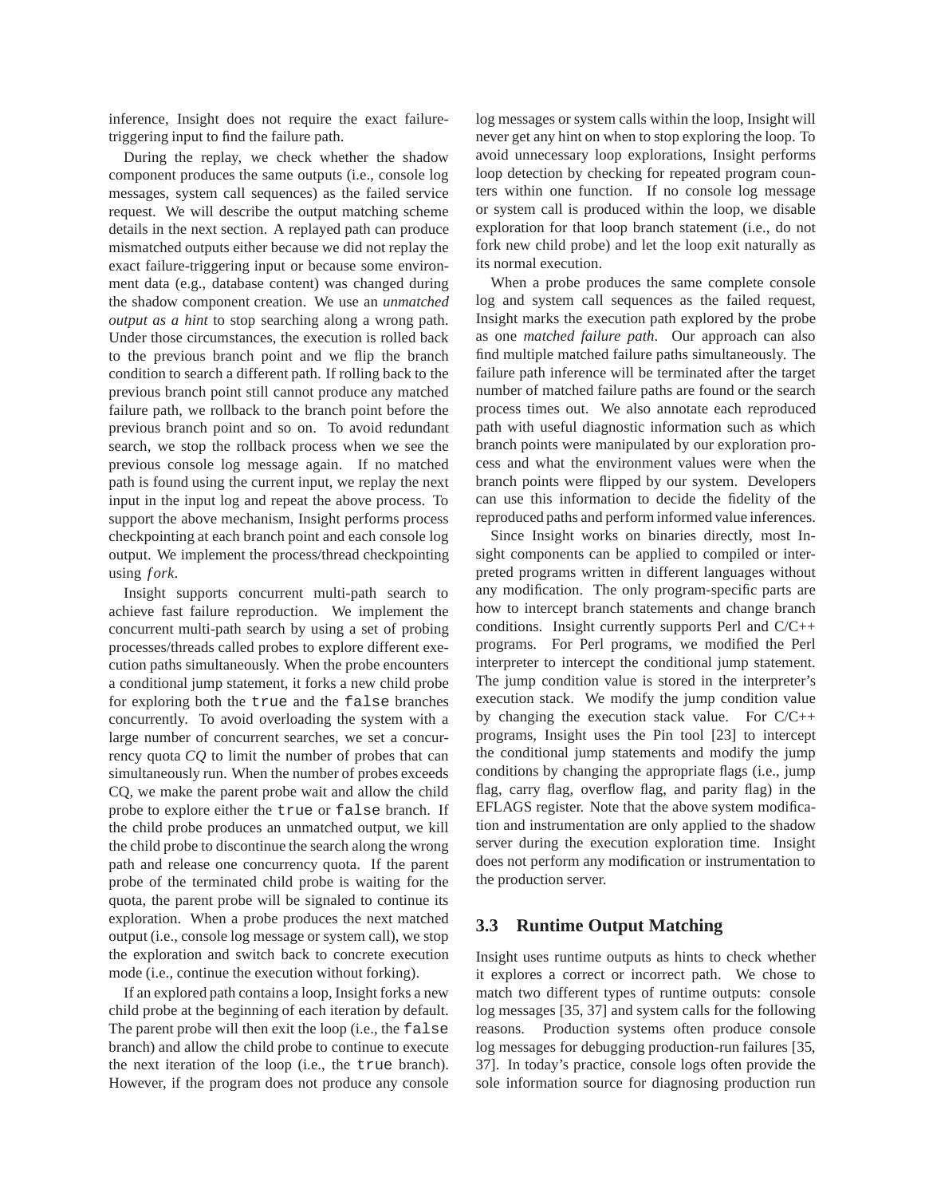inference, Insight does not require the exact failure-triggering input to find the failure path.

During the replay, we check whether the shadow component produces the same outputs (i.e., console log messages, system call sequences) as the failed service request. We will describe the output matching scheme details in the next section. A replayed path can produce mismatched outputs either because we did not replay the exact failure-triggering input or because some environment data (e.g., database content) was changed during the shadow component creation. We use an *unmatched output as a hint* to stop searching along a wrong path. Under those circumstances, the execution is rolled back to the previous branch point and we flip the branch condition to search a different path. If rolling back to the previous branch point still cannot produce any matched failure path, we rollback to the branch point before the previous branch point and so on. To avoid redundant search, we stop the rollback process when we see the previous console log message again. If no matched path is found using the current input, we replay the next input in the input log and repeat the above process. To support the above mechanism, Insight performs process checkpointing at each branch point and each console log output. We implement the process/thread checkpointing using $fork$.

Insight supports concurrent multi-path search to achieve fast failure reproduction. We implement the concurrent multi-path search by using a set of probing processes/threads called probes to explore different execution paths simultaneously. When the probe encounters a conditional jump statement, it forks a new child probe for exploring both the `true` and the `false` branches concurrently. To avoid overloading the system with a large number of concurrent searches, we set a concurrency quota *CQ* to limit the number of probes that can simultaneously run. When the number of probes exceeds CQ, we make the parent probe wait and allow the child probe to explore either the `true` or `false` branch. If the child probe produces an unmatched output, we kill the child probe to discontinue the search along the wrong path and release one concurrency quota. If the parent probe of the terminated child probe is waiting for the quota, the parent probe will be signaled to continue its exploration. When a probe produces the next matched output (i.e., console log message or system call), we stop the exploration and switch back to concrete execution mode (i.e., continue the execution without forking).

If an explored path contains a loop, Insight forks a new child probe at the beginning of each iteration by default. The parent probe will then exit the loop (i.e., the `false` branch) and allow the child probe to continue to execute the next iteration of the loop (i.e., the `true` branch). However, if the program does not produce any console log messages or system calls within the loop, Insight will never get any hint on when to stop exploring the loop. To avoid unnecessary loop explorations, Insight performs loop detection by checking for repeated program counters within one function. If no console log message or system call is produced within the loop, we disable exploration for that loop branch statement (i.e., do not fork new child probe) and let the loop exit naturally as its normal execution.

When a probe produces the same complete console log and system call sequences as the failed request, Insight marks the execution path explored by the probe as one *matched failure path*. Our approach can also find multiple matched failure paths simultaneously. The failure path inference will be terminated after the target number of matched failure paths are found or the search process times out. We also annotate each reproduced path with useful diagnostic information such as which branch points were manipulated by our exploration process and what the environment values were when the branch points were flipped by our system. Developers can use this information to decide the fidelity of the reproduced paths and perform informed value inferences.

Since Insight works on binaries directly, most Insight components can be applied to compiled or interpreted programs written in different languages without any modification. The only program-specific parts are how to intercept branch statements and change branch conditions. Insight currently supports Perl and C/C++ programs. For Perl programs, we modified the Perl interpreter to intercept the conditional jump statement. The jump condition value is stored in the interpreter's execution stack. We modify the jump condition value by changing the execution stack value. For C/C++ programs, Insight uses the Pin tool [23] to intercept the conditional jump statements and modify the jump conditions by changing the appropriate flags (i.e., jump flag, carry flag, overflow flag, and parity flag) in the EFLAGS register. Note that the above system modification and instrumentation are only applied to the shadow server during the execution exploration time. Insight does not perform any modification or instrumentation to the production server.

## 3.3 Runtime Output Matching

Insight uses runtime outputs as hints to check whether it explores a correct or incorrect path. We chose to match two different types of runtime outputs: console log messages [35, 37] and system calls for the following reasons. Production systems often produce console log messages for debugging production-run failures [35, 37]. In today's practice, console logs often provide the sole information source for diagnosing production run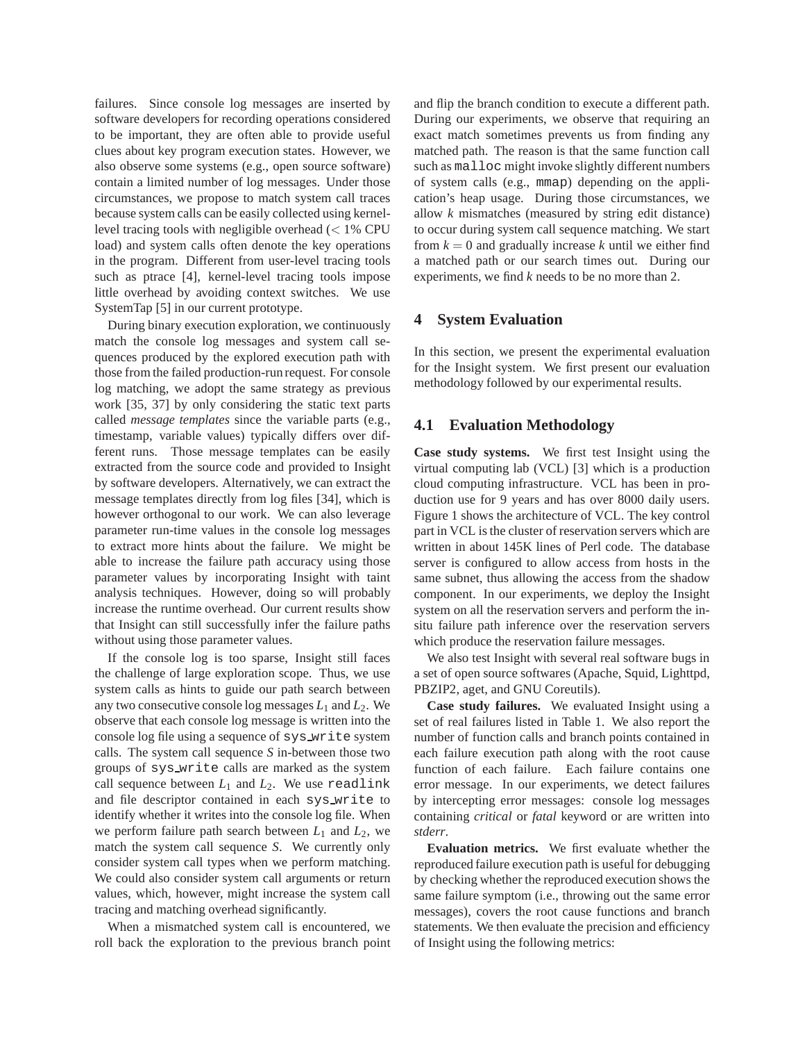failures. Since console log messages are inserted by software developers for recording operations considered to be important, they are often able to provide useful clues about key program execution states. However, we also observe some systems (e.g., open source software) contain a limited number of log messages. Under those circumstances, we propose to match system call traces because system calls can be easily collected using kernel-level tracing tools with negligible overhead ($<$ 1% CPU load) and system calls often denote the key operations in the program. Different from user-level tracing tools such as ptrace [4], kernel-level tracing tools impose little overhead by avoiding context switches. We use SystemTap [5] in our current prototype.

During binary execution exploration, we continuously match the console log messages and system call sequences produced by the explored execution path with those from the failed production-run request. For console log matching, we adopt the same strategy as previous work [35, 37] by only considering the static text parts called *message templates* since the variable parts (e.g., timestamp, variable values) typically differs over different runs. Those message templates can be easily extracted from the source code and provided to Insight by software developers. Alternatively, we can extract the message templates directly from log files [34], which is however orthogonal to our work. We can also leverage parameter run-time values in the console log messages to extract more hints about the failure. We might be able to increase the failure path accuracy using those parameter values by incorporating Insight with taint analysis techniques. However, doing so will probably increase the runtime overhead. Our current results show that Insight can still successfully infer the failure paths without using those parameter values.

If the console log is too sparse, Insight still faces the challenge of large exploration scope. Thus, we use system calls as hints to guide our path search between any two consecutive console log messages $L_1$ and $L_2$. We observe that each console log message is written into the console log file using a sequence of `sys_write` system calls. The system call sequence $S$ in-between those two groups of `sys_write` calls are marked as the system call sequence between $L_1$ and $L_2$. We use `readlink` and file descriptor contained in each `sys_write` to identify whether it writes into the console log file. When we perform failure path search between $L_1$ and $L_2$, we match the system call sequence $S$. We currently only consider system call types when we perform matching. We could also consider system call arguments or return values, which, however, might increase the system call tracing and matching overhead significantly.

When a mismatched system call is encountered, we roll back the exploration to the previous branch point and flip the branch condition to execute a different path. During our experiments, we observe that requiring an exact match sometimes prevents us from finding any matched path. The reason is that the same function call such as `malloc` might invoke slightly different numbers of system calls (e.g., `mmap`) depending on the application's heap usage. During those circumstances, we allow $k$ mismatches (measured by string edit distance) to occur during system call sequence matching. We start from $k = 0$ and gradually increase $k$ until we either find a matched path or our search times out. During our experiments, we find $k$ needs to be no more than 2.

## 4 System Evaluation

In this section, we present the experimental evaluation for the Insight system. We first present our evaluation methodology followed by our experimental results.

### 4.1 Evaluation Methodology

**Case study systems.** We first test Insight using the virtual computing lab (VCL) [3] which is a production cloud computing infrastructure. VCL has been in production use for 9 years and has over 8000 daily users. Figure 1 shows the architecture of VCL. The key control part in VCL is the cluster of reservation servers which are written in about 145K lines of Perl code. The database server is configured to allow access from hosts in the same subnet, thus allowing the access from the shadow component. In our experiments, we deploy the Insight system on all the reservation servers and perform the in-situ failure path inference over the reservation servers which produce the reservation failure messages.

We also test Insight with several real software bugs in a set of open source softwares (Apache, Squid, Lighttpd, PBZIP2, aget, and GNU Coreutils).

**Case study failures.** We evaluated Insight using a set of real failures listed in Table 1. We also report the number of function calls and branch points contained in each failure execution path along with the root cause function of each failure. Each failure contains one error message. In our experiments, we detect failures by intercepting error messages: console log messages containing *critical* or *fatal* keyword or are written into *stderr*.

**Evaluation metrics.** We first evaluate whether the reproduced failure execution path is useful for debugging by checking whether the reproduced execution shows the same failure symptom (i.e., throwing out the same error messages), covers the root cause functions and branch statements. We then evaluate the precision and efficiency of Insight using the following metrics: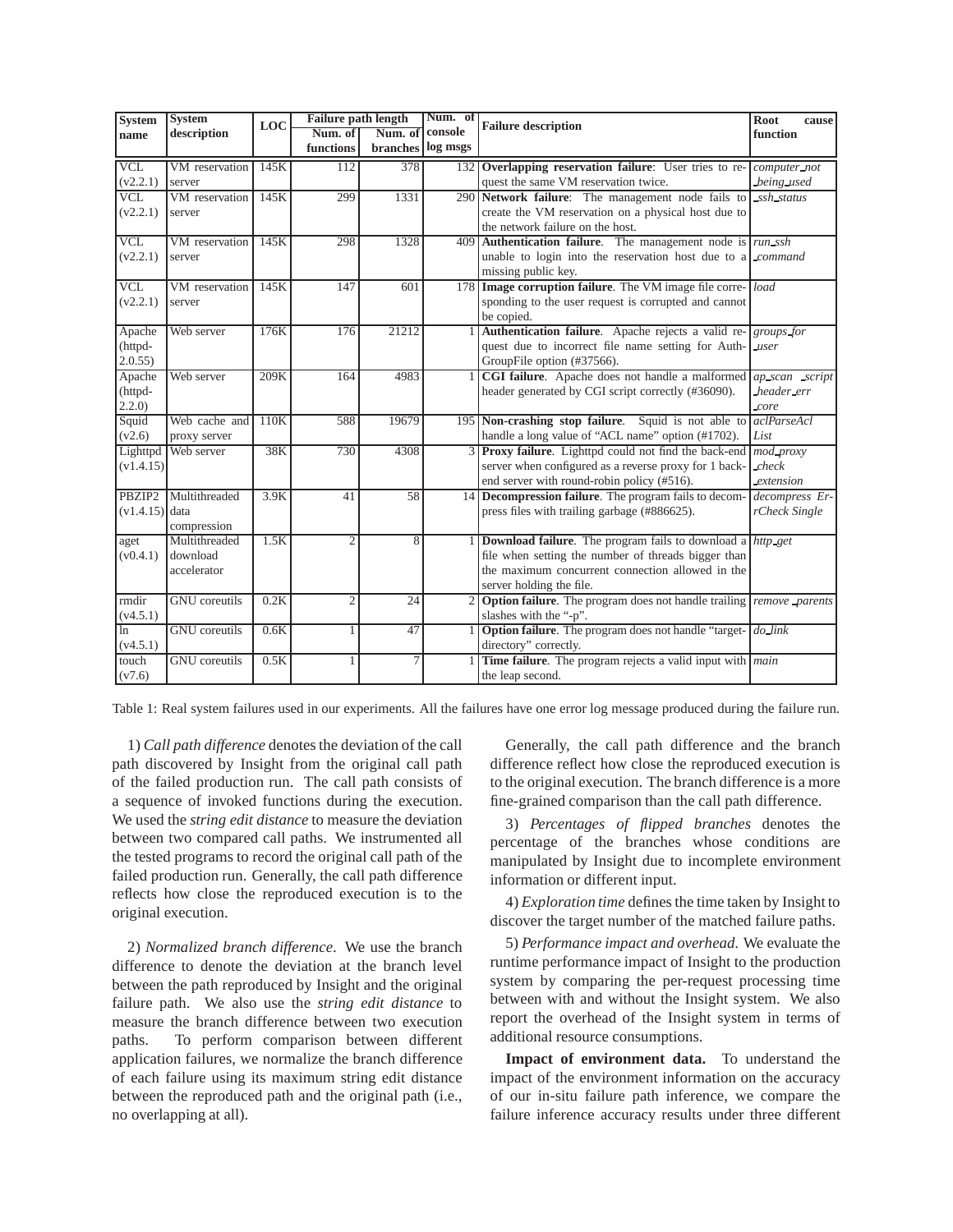| System name | System description | LOC | Failure path length | | Num. of console log msgs | Failure description | Root cause function |
|---|---|---|---|---|---|---|---|
| | | | Num. of functions | Num. of branches | | | |
| VCL (v2.2.1) | VM reservation server | 145K | 112 | 378 | 132 | **Overlapping reservation failure**: User tries to request the same VM reservation twice. | *computer_not_being_used* |
| VCL (v2.2.1) | VM reservation server | 145K | 299 | 1331 | 290 | **Network failure**: The management node fails to create the VM reservation on a physical host due to the network failure on the host. | *_ssh_status* |
| VCL (v2.2.1) | VM reservation server | 145K | 298 | 1328 | 409 | **Authentication failure**. The management node is unable to login into the reservation host due to a missing public key. | *run_ssh_command* |
| VCL (v2.2.1) | VM reservation server | 145K | 147 | 601 | 178 | **Image corruption failure**. The VM image file corresponding to the user request is corrupted and cannot be copied. | *load* |
| Apache (httpd-2.0.55) | Web server | 176K | 176 | 21212 | 1 | **Authentication failure**. Apache rejects a valid request due to incorrect file name setting for AuthGroupFile option (#37566). | *groups_for_user* |
| Apache (httpd-2.2.0) | Web server | 209K | 164 | 4983 | 1 | **CGI failure**. Apache does not handle a malformed header generated by CGI script correctly (#36090). | *ap_scan_script_header_err_core* |
| Squid (v2.6) | Web cache and proxy server | 110K | 588 | 19679 | 195 | **Non-crashing stop failure**. Squid is not able to handle a long value of "ACL name" option (#1702). | *aclParseAclList* |
| Lighttpd (v1.4.15) | Web server | 38K | 730 | 4308 | 3 | **Proxy failure**. Lighttpd could not find the back-end server when configured as a reverse proxy for 1 back-end server with round-robin policy (#516). | *mod_proxy_check_extension* |
| PBZIP2 (v1.4.15) | Multithreaded data compression | 3.9K | 41 | 58 | 14 | **Decompression failure**. The program fails to decompress files with trailing garbage (#886625). | *decompress ErrCheck Single* |
| aget (v0.4.1) | Multithreaded download accelerator | 1.5K | 2 | 8 | 1 | **Download failure**. The program fails to download a file when setting the number of threads bigger than the maximum concurrent connection allowed in the server holding the file. | *http_get* |
| rmdir (v4.5.1) | GNU coreutils | 0.2K | 2 | 24 | 2 | **Option failure**. The program does not handle trailing slashes with the "-p". | *remove_parents* |
| ln (v4.5.1) | GNU coreutils | 0.6K | 1 | 47 | 1 | **Option failure**. The program does not handle "target-directory" correctly. | *do_link* |
| touch (v7.6) | GNU coreutils | 0.5K | 1 | 7 | 1 | **Time failure**. The program rejects a valid input with the leap second. | *main* |

Table 1: Real system failures used in our experiments. All the failures have one error log message produced during the failure run.

1) *Call path difference* denotes the deviation of the call path discovered by Insight from the original call path of the failed production run. The call path consists of a sequence of invoked functions during the execution. We used the *string edit distance* to measure the deviation between two compared call paths. We instrumented all the tested programs to record the original call path of the failed production run. Generally, the call path difference reflects how close the reproduced execution is to the original execution.

2) *Normalized branch difference*. We use the branch difference to denote the deviation at the branch level between the path reproduced by Insight and the original failure path. We also use the *string edit distance* to measure the branch difference between two execution paths. To perform comparison between different application failures, we normalize the branch difference of each failure using its maximum string edit distance between the reproduced path and the original path (i.e., no overlapping at all).

Generally, the call path difference and the branch difference reflect how close the reproduced execution is to the original execution. The branch difference is a more fine-grained comparison than the call path difference.

3) *Percentages of flipped branches* denotes the percentage of the branches whose conditions are manipulated by Insight due to incomplete environment information or different input.

4) *Exploration time* defines the time taken by Insight to discover the target number of the matched failure paths.

5) *Performance impact and overhead.* We evaluate the runtime performance impact of Insight to the production system by comparing the per-request processing time between with and without the Insight system. We also report the overhead of the Insight system in terms of additional resource consumptions.

**Impact of environment data.** To understand the impact of the environment information on the accuracy of our in-situ failure path inference, we compare the failure inference accuracy results under three different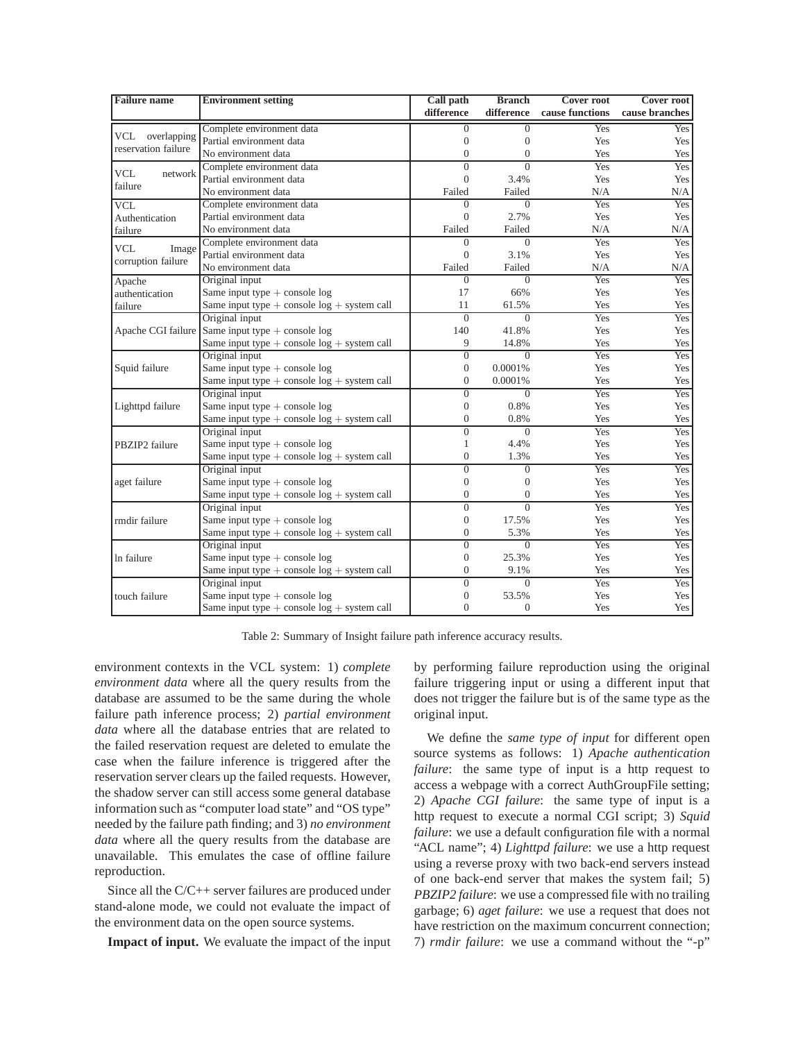| Failure name | Environment setting | Call path difference | Branch difference | Cover root cause functions | Cover root cause branches |
|---|---|---|---|---|---|
| VCL overlapping reservation failure | Complete environment data | 0 | 0 | Yes | Yes |
| | Partial environment data | 0 | 0 | Yes | Yes |
| | No environment data | 0 | 0 | Yes | Yes |
| VCL network failure | Complete environment data | 0 | 0 | Yes | Yes |
| | Partial environment data | 0 | 3.4% | Yes | Yes |
| | No environment data | Failed | Failed | N/A | N/A |
| VCL Authentication failure | Complete environment data | 0 | 0 | Yes | Yes |
| | Partial environment data | 0 | 2.7% | Yes | Yes |
| | No environment data | Failed | Failed | N/A | N/A |
| VCL Image corruption failure | Complete environment data | 0 | 0 | Yes | Yes |
| | Partial environment data | 0 | 3.1% | Yes | Yes |
| | No environment data | Failed | Failed | N/A | N/A |
| Apache authentication failure | Original input | 0 | 0 | Yes | Yes |
| | Same input type + console log | 17 | 66% | Yes | Yes |
| | Same input type + console log + system call | 11 | 61.5% | Yes | Yes |
| Apache CGI failure | Original input | 0 | 0 | Yes | Yes |
| | Same input type + console log | 140 | 41.8% | Yes | Yes |
| | Same input type + console log + system call | 9 | 14.8% | Yes | Yes |
| Squid failure | Original input | 0 | 0 | Yes | Yes |
| | Same input type + console log | 0 | 0.0001% | Yes | Yes |
| | Same input type + console log + system call | 0 | 0.0001% | Yes | Yes |
| Lighttpd failure | Original input | 0 | 0 | Yes | Yes |
| | Same input type + console log | 0 | 0.8% | Yes | Yes |
| | Same input type + console log + system call | 0 | 0.8% | Yes | Yes |
| PBZIP2 failure | Original input | 0 | 0 | Yes | Yes |
| | Same input type + console log | 1 | 4.4% | Yes | Yes |
| | Same input type + console log + system call | 0 | 1.3% | Yes | Yes |
| aget failure | Original input | 0 | 0 | Yes | Yes |
| | Same input type + console log | 0 | 0 | Yes | Yes |
| | Same input type + console log + system call | 0 | 0 | Yes | Yes |
| rmdir failure | Original input | 0 | 0 | Yes | Yes |
| | Same input type + console log | 0 | 17.5% | Yes | Yes |
| | Same input type + console log + system call | 0 | 5.3% | Yes | Yes |
| ln failure | Original input | 0 | 0 | Yes | Yes |
| | Same input type + console log | 0 | 25.3% | Yes | Yes |
| | Same input type + console log + system call | 0 | 9.1% | Yes | Yes |
| touch failure | Original input | 0 | 0 | Yes | Yes |
| | Same input type + console log | 0 | 53.5% | Yes | Yes |
| | Same input type + console log + system call | 0 | 0 | Yes | Yes |

Table 2: Summary of Insight failure path inference accuracy results.

environment contexts in the VCL system: 1) *complete environment data* where all the query results from the database are assumed to be the same during the whole failure path inference process; 2) *partial environment data* where all the database entries that are related to the failed reservation request are deleted to emulate the case when the failure inference is triggered after the reservation server clears up the failed requests. However, the shadow server can still access some general database information such as "computer load state" and "OS type" needed by the failure path finding; and 3) *no environment data* where all the query results from the database are unavailable. This emulates the case of offline failure reproduction.

Since all the C/C++ server failures are produced under stand-alone mode, we could not evaluate the impact of the environment data on the open source systems.

**Impact of input.** We evaluate the impact of the input by performing failure reproduction using the original failure triggering input or using a different input that does not trigger the failure but is of the same type as the original input.

We define the *same type of input* for different open source systems as follows: 1) *Apache authentication failure*: the same type of input is a http request to access a webpage with a correct AuthGroupFile setting; 2) *Apache CGI failure*: the same type of input is a http request to execute a normal CGI script; 3) *Squid failure*: we use a default configuration file with a normal "ACL name"; 4) *Lighttpd failure*: we use a http request using a reverse proxy with two back-end servers instead of one back-end server that makes the system fail; 5) *PBZIP2 failure*: we use a compressed file with no trailing garbage; 6) *aget failure*: we use a request that does not have restriction on the maximum concurrent connection; 7) *rmdir failure*: we use a command without the "-p"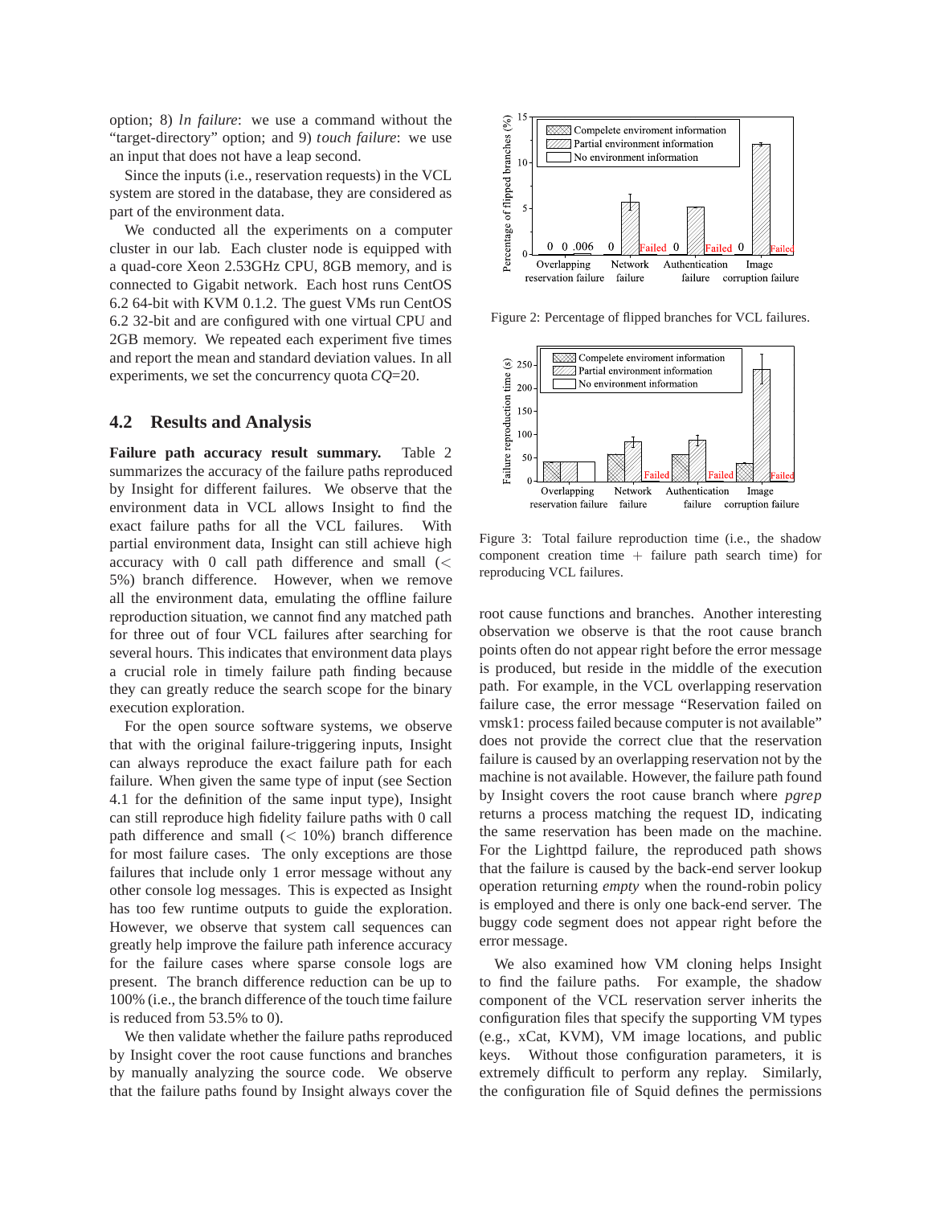option; 8) *ln failure*: we use a command without the "target-directory" option; and 9) *touch failure*: we use an input that does not have a leap second.

Since the inputs (i.e., reservation requests) in the VCL system are stored in the database, they are considered as part of the environment data.

We conducted all the experiments on a computer cluster in our lab. Each cluster node is equipped with a quad-core Xeon 2.53GHz CPU, 8GB memory, and is connected to Gigabit network. Each host runs CentOS 6.2 64-bit with KVM 0.1.2. The guest VMs run CentOS 6.2 32-bit and are configured with one virtual CPU and 2GB memory. We repeated each experiment five times and report the mean and standard deviation values. In all experiments, we set the concurrency quota *CQ*=20.

## 4.2 Results and Analysis

**Failure path accuracy result summary.** Table 2 summarizes the accuracy of the failure paths reproduced by Insight for different failures. We observe that the environment data in VCL allows Insight to find the exact failure paths for all the VCL failures. With partial environment data, Insight can still achieve high accuracy with 0 call path difference and small ($<$ 5%) branch difference. However, when we remove all the environment data, emulating the offline failure reproduction situation, we cannot find any matched path for three out of four VCL failures after searching for several hours. This indicates that environment data plays a crucial role in timely failure path finding because they can greatly reduce the search scope for the binary execution exploration.

For the open source software systems, we observe that with the original failure-triggering inputs, Insight can always reproduce the exact failure path for each failure. When given the same type of input (see Section 4.1 for the definition of the same input type), Insight can still reproduce high fidelity failure paths with 0 call path difference and small ($<$ 10%) branch difference for most failure cases. The only exceptions are those failures that include only 1 error message without any other console log messages. This is expected as Insight has too few runtime outputs to guide the exploration. However, we observe that system call sequences can greatly help improve the failure path inference accuracy for the failure cases where sparse console logs are present. The branch difference reduction can be up to 100% (i.e., the branch difference of the touch time failure is reduced from 53.5% to 0).

We then validate whether the failure paths reproduced by Insight cover the root cause functions and branches by manually analyzing the source code. We observe that the failure paths found by Insight always cover the root cause functions and branches. Another interesting observation we observe is that the root cause branch points often do not appear right before the error message is produced, but reside in the middle of the execution path. For example, in the VCL overlapping reservation failure case, the error message "Reservation failed on vmsk1: process failed because computer is not available" does not provide the correct clue that the reservation failure is caused by an overlapping reservation not by the machine is not available. However, the failure path found by Insight covers the root cause branch where *pgrep* returns a process matching the request ID, indicating the same reservation has been made on the machine. For the Lighttpd failure, the reproduced path shows that the failure is caused by the back-end server lookup operation returning *empty* when the round-robin policy is employed and there is only one back-end server. The buggy code segment does not appear right before the error message.

We also examined how VM cloning helps Insight to find the failure paths. For example, the shadow component of the VCL reservation server inherits the configuration files that specify the supporting VM types (e.g., xCat, KVM), VM image locations, and public keys. Without those configuration parameters, it is extremely difficult to perform any replay. Similarly, the configuration file of Squid defines the permissions

Figure 2: Percentage of flipped branches for VCL failures.

Figure 3: Total failure reproduction time (i.e., the shadow component creation time + failure path search time) for reproducing VCL failures.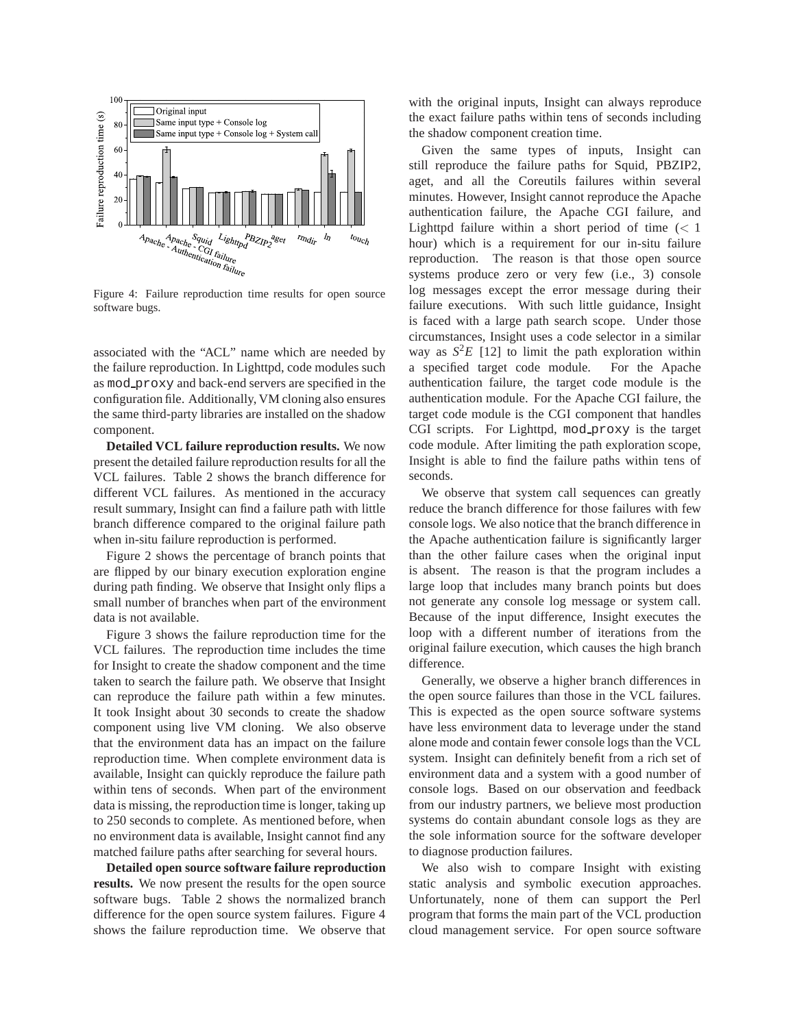Figure 4: Failure reproduction time results for open source software bugs.

associated with the "ACL" name which are needed by the failure reproduction. In Lighttpd, code modules such as mod_proxy and back-end servers are specified in the configuration file. Additionally, VM cloning also ensures the same third-party libraries are installed on the shadow component.

**Detailed VCL failure reproduction results.** We now present the detailed failure reproduction results for all the VCL failures. Table 2 shows the branch difference for different VCL failures. As mentioned in the accuracy result summary, Insight can find a failure path with little branch difference compared to the original failure path when in-situ failure reproduction is performed.

Figure 2 shows the percentage of branch points that are flipped by our binary execution exploration engine during path finding. We observe that Insight only flips a small number of branches when part of the environment data is not available.

Figure 3 shows the failure reproduction time for the VCL failures. The reproduction time includes the time for Insight to create the shadow component and the time taken to search the failure path. We observe that Insight can reproduce the failure path within a few minutes. It took Insight about 30 seconds to create the shadow component using live VM cloning. We also observe that the environment data has an impact on the failure reproduction time. When complete environment data is available, Insight can quickly reproduce the failure path within tens of seconds. When part of the environment data is missing, the reproduction time is longer, taking up to 250 seconds to complete. As mentioned before, when no environment data is available, Insight cannot find any matched failure paths after searching for several hours.

**Detailed open source software failure reproduction results.** We now present the results for the open source software bugs. Table 2 shows the normalized branch difference for the open source system failures. Figure 4 shows the failure reproduction time. We observe that with the original inputs, Insight can always reproduce the exact failure paths within tens of seconds including the shadow component creation time.

Given the same types of inputs, Insight can still reproduce the failure paths for Squid, PBZIP2, aget, and all the Coreutils failures within several minutes. However, Insight cannot reproduce the Apache authentication failure, the Apache CGI failure, and Lighttpd failure within a short period of time ($<1$ hour) which is a requirement for our in-situ failure reproduction. The reason is that those open source systems produce zero or very few (i.e., 3) console log messages except the error message during their failure executions. With such little guidance, Insight is faced with a large path search scope. Under those circumstances, Insight uses a code selector in a similar way as $S^2E$ [12] to limit the path exploration within a specified target code module. For the Apache authentication failure, the target code module is the authentication module. For the Apache CGI failure, the target code module is the CGI component that handles CGI scripts. For Lighttpd, mod_proxy is the target code module. After limiting the path exploration scope, Insight is able to find the failure paths within tens of seconds.

We observe that system call sequences can greatly reduce the branch difference for those failures with few console logs. We also notice that the branch difference in the Apache authentication failure is significantly larger than the other failure cases when the original input is absent. The reason is that the program includes a large loop that includes many branch points but does not generate any console log message or system call. Because of the input difference, Insight executes the loop with a different number of iterations from the original failure execution, which causes the high branch difference.

Generally, we observe a higher branch differences in the open source failures than those in the VCL failures. This is expected as the open source software systems have less environment data to leverage under the stand alone mode and contain fewer console logs than the VCL system. Insight can definitely benefit from a rich set of environment data and a system with a good number of console logs. Based on our observation and feedback from our industry partners, we believe most production systems do contain abundant console logs as they are the sole information source for the software developer to diagnose production failures.

We also wish to compare Insight with existing static analysis and symbolic execution approaches. Unfortunately, none of them can support the Perl program that forms the main part of the VCL production cloud management service. For open source software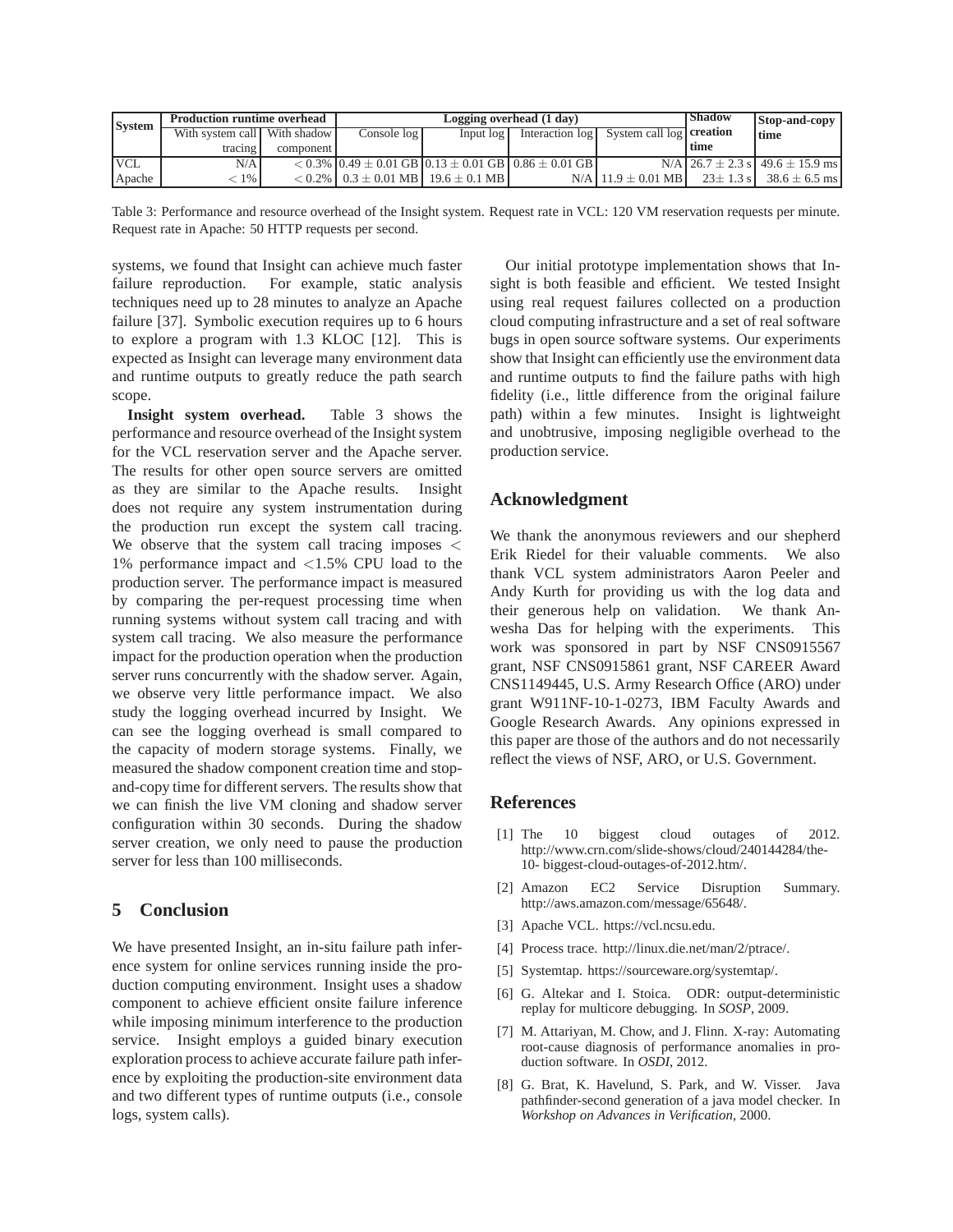| System | Production runtime overhead | | Logging overhead (1 day) | | | | Shadow creation time | Stop-and-copy time |
|---|---|---|---|---|---|---|---|---|
| | With system call tracing | With shadow component | Console log | Input log | Interaction log | System call log | | |
| VCL | N/A | $< 0.3\%$ | $0.49 \pm 0.01$ GB | $0.13 \pm 0.01$ GB | $0.86 \pm 0.01$ GB | N/A | $26.7 \pm 2.3$ s | $49.6 \pm 15.9$ ms |
| Apache | $< 1\%$ | $< 0.2\%$ | $0.3 \pm 0.01$ MB | $19.6 \pm 0.1$ MB | N/A | $11.9 \pm 0.01$ MB | $23 \pm 1.3$ s | $38.6 \pm 6.5$ ms |

Table 3: Performance and resource overhead of the Insight system. Request rate in VCL: 120 VM reservation requests per minute. Request rate in Apache: 50 HTTP requests per second.

systems, we found that Insight can achieve much faster failure reproduction. For example, static analysis techniques need up to 28 minutes to analyze an Apache failure [37]. Symbolic execution requires up to 6 hours to explore a program with 1.3 KLOC [12]. This is expected as Insight can leverage many environment data and runtime outputs to greatly reduce the path search scope.

**Insight system overhead.** Table 3 shows the performance and resource overhead of the Insight system for the VCL reservation server and the Apache server. The results for other open source servers are omitted as they are similar to the Apache results. Insight does not require any system instrumentation during the production run except the system call tracing. We observe that the system call tracing imposes $<$ 1% performance impact and $<$1.5% CPU load to the production server. The performance impact is measured by comparing the per-request processing time when running systems without system call tracing and with system call tracing. We also measure the performance impact for the production operation when the production server runs concurrently with the shadow server. Again, we observe very little performance impact. We also study the logging overhead incurred by Insight. We can see the logging overhead is small compared to the capacity of modern storage systems. Finally, we measured the shadow component creation time and stop-and-copy time for different servers. The results show that we can finish the live VM cloning and shadow server configuration within 30 seconds. During the shadow server creation, we only need to pause the production server for less than 100 milliseconds.

## 5 Conclusion

We have presented Insight, an in-situ failure path inference system for online services running inside the production computing environment. Insight uses a shadow component to achieve efficient onsite failure inference while imposing minimum interference to the production service. Insight employs a guided binary execution exploration process to achieve accurate failure path inference by exploiting the production-site environment data and two different types of runtime outputs (i.e., console logs, system calls).

Our initial prototype implementation shows that Insight is both feasible and efficient. We tested Insight using real request failures collected on a production cloud computing infrastructure and a set of real software bugs in open source software systems. Our experiments show that Insight can efficiently use the environment data and runtime outputs to find the failure paths with high fidelity (i.e., little difference from the original failure path) within a few minutes. Insight is lightweight and unobtrusive, imposing negligible overhead to the production service.

## Acknowledgment

We thank the anonymous reviewers and our shepherd Erik Riedel for their valuable comments. We also thank VCL system administrators Aaron Peeler and Andy Kurth for providing us with the log data and their generous help on validation. We thank Anwesha Das for helping with the experiments. This work was sponsored in part by NSF CNS0915567 grant, NSF CNS0915861 grant, NSF CAREER Award CNS1149445, U.S. Army Research Office (ARO) under grant W911NF-10-1-0273, IBM Faculty Awards and Google Research Awards. Any opinions expressed in this paper are those of the authors and do not necessarily reflect the views of NSF, ARO, or U.S. Government.

## References

[1] The 10 biggest cloud outages of 2012. http://www.crn.com/slide-shows/cloud/240144284/the-10- biggest-cloud-outages-of-2012.htm/.

[2] Amazon EC2 Service Disruption Summary. http://aws.amazon.com/message/65648/.

[3] Apache VCL. https://vcl.ncsu.edu.

[4] Process trace. http://linux.die.net/man/2/ptrace/.

[5] Systemtap. https://sourceware.org/systemtap/.

[6] G. Altekar and I. Stoica. ODR: output-deterministic replay for multicore debugging. In *SOSP*, 2009.

[7] M. Attariyan, M. Chow, and J. Flinn. X-ray: Automating root-cause diagnosis of performance anomalies in production software. In *OSDI*, 2012.

[8] G. Brat, K. Havelund, S. Park, and W. Visser. Java pathfinder-second generation of a java model checker. In *Workshop on Advances in Verification*, 2000.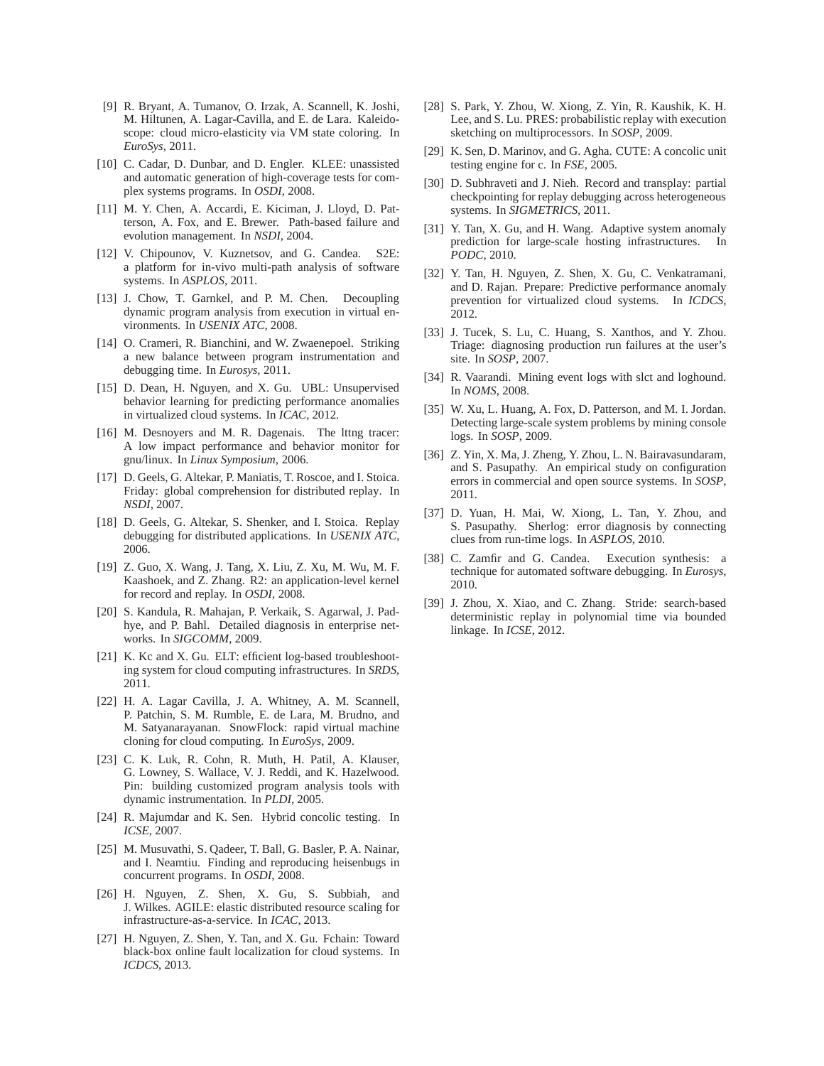[9] R. Bryant, A. Tumanov, O. Irzak, A. Scannell, K. Joshi, M. Hiltunen, A. Lagar-Cavilla, and E. de Lara. Kaleidoscope: cloud micro-elasticity via VM state coloring. In *EuroSys*, 2011.

[10] C. Cadar, D. Dunbar, and D. Engler. KLEE: unassisted and automatic generation of high-coverage tests for complex systems programs. In *OSDI*, 2008.

[11] M. Y. Chen, A. Accardi, E. Kiciman, J. Lloyd, D. Patterson, A. Fox, and E. Brewer. Path-based failure and evolution management. In *NSDI*, 2004.

[12] V. Chipounov, V. Kuznetsov, and G. Candea. S2E: a platform for in-vivo multi-path analysis of software systems. In *ASPLOS*, 2011.

[13] J. Chow, T. Garnkel, and P. M. Chen. Decoupling dynamic program analysis from execution in virtual environments. In *USENIX ATC*, 2008.

[14] O. Crameri, R. Bianchini, and W. Zwaenepoel. Striking a new balance between program instrumentation and debugging time. In *Eurosys*, 2011.

[15] D. Dean, H. Nguyen, and X. Gu. UBL: Unsupervised behavior learning for predicting performance anomalies in virtualized cloud systems. In *ICAC*, 2012.

[16] M. Desnoyers and M. R. Dagenais. The lttng tracer: A low impact performance and behavior monitor for gnu/linux. In *Linux Symposium*, 2006.

[17] D. Geels, G. Altekar, P. Maniatis, T. Roscoe, and I. Stoica. Friday: global comprehension for distributed replay. In *NSDI*, 2007.

[18] D. Geels, G. Altekar, S. Shenker, and I. Stoica. Replay debugging for distributed applications. In *USENIX ATC*, 2006.

[19] Z. Guo, X. Wang, J. Tang, X. Liu, Z. Xu, M. Wu, M. F. Kaashoek, and Z. Zhang. R2: an application-level kernel for record and replay. In *OSDI*, 2008.

[20] S. Kandula, R. Mahajan, P. Verkaik, S. Agarwal, J. Padhye, and P. Bahl. Detailed diagnosis in enterprise networks. In *SIGCOMM*, 2009.

[21] K. Kc and X. Gu. ELT: efficient log-based troubleshooting system for cloud computing infrastructures. In *SRDS*, 2011.

[22] H. A. Lagar Cavilla, J. A. Whitney, A. M. Scannell, P. Patchin, S. M. Rumble, E. de Lara, M. Brudno, and M. Satyanarayanan. SnowFlock: rapid virtual machine cloning for cloud computing. In *EuroSys*, 2009.

[23] C. K. Luk, R. Cohn, R. Muth, H. Patil, A. Klauser, G. Lowney, S. Wallace, V. J. Reddi, and K. Hazelwood. Pin: building customized program analysis tools with dynamic instrumentation. In *PLDI*, 2005.

[24] R. Majumdar and K. Sen. Hybrid concolic testing. In *ICSE*, 2007.

[25] M. Musuvathi, S. Qadeer, T. Ball, G. Basler, P. A. Nainar, and I. Neamtiu. Finding and reproducing heisenbugs in concurrent programs. In *OSDI*, 2008.

[26] H. Nguyen, Z. Shen, X. Gu, S. Subbiah, and J. Wilkes. AGILE: elastic distributed resource scaling for infrastructure-as-a-service. In *ICAC*, 2013.

[27] H. Nguyen, Z. Shen, Y. Tan, and X. Gu. Fchain: Toward black-box online fault localization for cloud systems. In *ICDCS*, 2013.

[28] S. Park, Y. Zhou, W. Xiong, Z. Yin, R. Kaushik, K. H. Lee, and S. Lu. PRES: probabilistic replay with execution sketching on multiprocessors. In *SOSP*, 2009.

[29] K. Sen, D. Marinov, and G. Agha. CUTE: A concolic unit testing engine for c. In *FSE*, 2005.

[30] D. Subhraveti and J. Nieh. Record and transplay: partial checkpointing for replay debugging across heterogeneous systems. In *SIGMETRICS*, 2011.

[31] Y. Tan, X. Gu, and H. Wang. Adaptive system anomaly prediction for large-scale hosting infrastructures. In *PODC*, 2010.

[32] Y. Tan, H. Nguyen, Z. Shen, X. Gu, C. Venkatramani, and D. Rajan. Prepare: Predictive performance anomaly prevention for virtualized cloud systems. In *ICDCS*, 2012.

[33] J. Tucek, S. Lu, C. Huang, S. Xanthos, and Y. Zhou. Triage: diagnosing production run failures at the user's site. In *SOSP*, 2007.

[34] R. Vaarandi. Mining event logs with slct and loghound. In *NOMS*, 2008.

[35] W. Xu, L. Huang, A. Fox, D. Patterson, and M. I. Jordan. Detecting large-scale system problems by mining console logs. In *SOSP*, 2009.

[36] Z. Yin, X. Ma, J. Zheng, Y. Zhou, L. N. Bairavasundaram, and S. Pasupathy. An empirical study on configuration errors in commercial and open source systems. In *SOSP*, 2011.

[37] D. Yuan, H. Mai, W. Xiong, L. Tan, Y. Zhou, and S. Pasupathy. Sherlog: error diagnosis by connecting clues from run-time logs. In *ASPLOS*, 2010.

[38] C. Zamfir and G. Candea. Execution synthesis: a technique for automated software debugging. In *Eurosys*, 2010.

[39] J. Zhou, X. Xiao, and C. Zhang. Stride: search-based deterministic replay in polynomial time via bounded linkage. In *ICSE*, 2012.